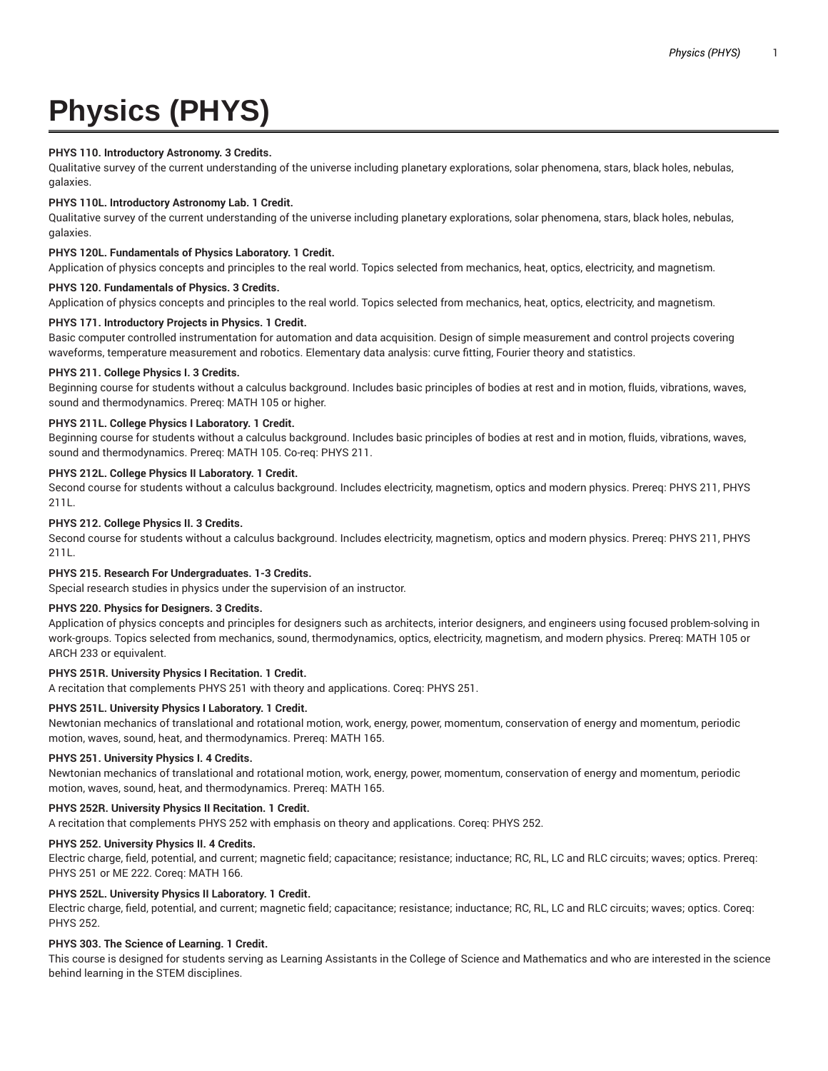# Physics (PHYS)

**PHYS 110. Introductory Astronomy. 3 Credits.**

Qualitative survey of the current understanding of the universe including planetary explorations, solar phenomena, stars, black holes, nebulas, galaxies.

**PHYS 110L. Introductory Astronomy Lab. 1 Credit.**

Qualitative survey of the current understanding of the universe including planetary explorations, solar phenomena, stars, black holes, nebulas, galaxies.

**PHYS 120L. Fundamentals of Physics Laboratory. 1 Credit.**

Application of physics concepts and principles to the real world. Topics selected from mechanics, heat, optics, electricity, and magnetism.

**PHYS 120. Fundamentals of Physics. 3 Credits.**

Application of physics concepts and principles to the real world. Topics selected from mechanics, heat, optics, electricity, and magnetism.

**PHYS 171. Introductory Projects in Physics. 1 Credit.**

Basic computer controlled instrumentation for automation and data acquisition. Design of simple measurement and control projects covering waveforms, temperature measurement and robotics. Elementary data analysis: curve fitting, Fourier theory and statistics.

**PHYS 211. College Physics I. 3 Credits.**

Beginning course for students without a calculus background. Includes basic principles of bodies at rest and in motion, fluids, vibrations, waves, sound and thermodynamics. Prereq: MATH 105 or higher.

**PHYS 211L. College Physics I Laboratory. 1 Credit.**

Beginning course for students without a calculus background. Includes basic principles of bodies at rest and in motion, fluids, vibrations, waves, sound and thermodynamics. Prereq: MATH 105. Co-req: PHYS 211.

**PHYS 212L. College Physics II Laboratory. 1 Credit.**

Second course for students without a calculus background. Includes electricity, magnetism, optics and modern physics. Prereq: PHYS 211, PHYS 211L.

**PHYS 212. College Physics II. 3 Credits.**

Second course for students without a calculus background. Includes electricity, magnetism, optics and modern physics. Prereq: PHYS 211, PHYS 211L.

**PHYS 215. Research For Undergraduates. 1-3 Credits.**

Special research studies in physics under the supervision of an instructor.

**PHYS 220. Physics for Designers. 3 Credits.**

Application of physics concepts and principles for designers such as architects, interior designers, and engineers using focused problem-solving in work-groups. Topics selected from mechanics, sound, thermodynamics, optics, electricity, magnetism, and modern physics. Prereq: MATH 105 or ARCH 233 or equivalent.

**PHYS 251R. University Physics I Recitation. 1 Credit.**

A recitation that complements PHYS 251 with theory and applications. Coreq: PHYS 251.

**PHYS 251L. University Physics I Laboratory. 1 Credit.**

Newtonian mechanics of translational and rotational motion, work, energy, power, momentum, conservation of energy and momentum, periodic motion, waves, sound, heat, and thermodynamics. Prereq: MATH 165.

**PHYS 251. University Physics I. 4 Credits.**

Newtonian mechanics of translational and rotational motion, work, energy, power, momentum, conservation of energy and momentum, periodic motion, waves, sound, heat, and thermodynamics. Prereq: MATH 165.

**PHYS 252R. University Physics II Recitation. 1 Credit.**

A recitation that complements PHYS 252 with emphasis on theory and applications. Coreq: PHYS 252.

**PHYS 252. University Physics II. 4 Credits.**

Electric charge, field, potential, and current; magnetic field; capacitance; resistance; inductance; RC, RL, LC and RLC circuits; waves; optics. Prereq: PHYS 251 or ME 222. Coreq: MATH 166.

**PHYS 252L. University Physics II Laboratory. 1 Credit.**

Electric charge, field, potential, and current; magnetic field; capacitance; resistance; inductance; RC, RL, LC and RLC circuits; waves; optics. Coreq: PHYS 252.

**PHYS 303. The Science of Learning. 1 Credit.**

This course is designed for students serving as Learning Assistants in the College of Science and Mathematics and who are interested in the science behind learning in the STEM disciplines.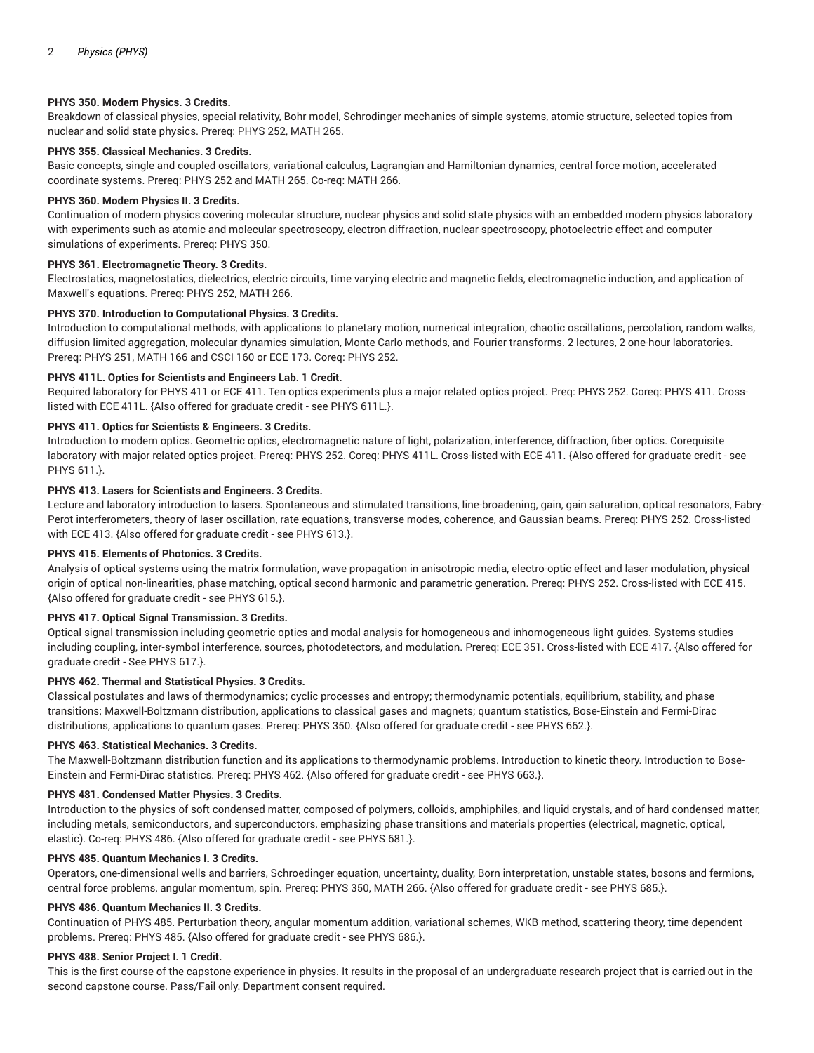**PHYS 350. Modern Physics. 3 Credits.**
Breakdown of classical physics, special relativity, Bohr model, Schrodinger mechanics of simple systems, atomic structure, selected topics from nuclear and solid state physics. Prereq: PHYS 252, MATH 265.

**PHYS 355. Classical Mechanics. 3 Credits.**
Basic concepts, single and coupled oscillators, variational calculus, Lagrangian and Hamiltonian dynamics, central force motion, accelerated coordinate systems. Prereq: PHYS 252 and MATH 265. Co-req: MATH 266.

**PHYS 360. Modern Physics II. 3 Credits.**
Continuation of modern physics covering molecular structure, nuclear physics and solid state physics with an embedded modern physics laboratory with experiments such as atomic and molecular spectroscopy, electron diffraction, nuclear spectroscopy, photoelectric effect and computer simulations of experiments. Prereq: PHYS 350.

**PHYS 361. Electromagnetic Theory. 3 Credits.**
Electrostatics, magnetostatics, dielectrics, electric circuits, time varying electric and magnetic fields, electromagnetic induction, and application of Maxwell's equations. Prereq: PHYS 252, MATH 266.

**PHYS 370. Introduction to Computational Physics. 3 Credits.**
Introduction to computational methods, with applications to planetary motion, numerical integration, chaotic oscillations, percolation, random walks, diffusion limited aggregation, molecular dynamics simulation, Monte Carlo methods, and Fourier transforms. 2 lectures, 2 one-hour laboratories. Prereq: PHYS 251, MATH 166 and CSCI 160 or ECE 173. Coreq: PHYS 252.

**PHYS 411L. Optics for Scientists and Engineers Lab. 1 Credit.**
Required laboratory for PHYS 411 or ECE 411. Ten optics experiments plus a major related optics project. Preq: PHYS 252. Coreq: PHYS 411. Cross-listed with ECE 411L. {Also offered for graduate credit - see PHYS 611L.}.

**PHYS 411. Optics for Scientists & Engineers. 3 Credits.**
Introduction to modern optics. Geometric optics, electromagnetic nature of light, polarization, interference, diffraction, fiber optics. Corequisite laboratory with major related optics project. Prereq: PHYS 252. Coreq: PHYS 411L. Cross-listed with ECE 411. {Also offered for graduate credit - see PHYS 611.}.

**PHYS 413. Lasers for Scientists and Engineers. 3 Credits.**
Lecture and laboratory introduction to lasers. Spontaneous and stimulated transitions, line-broadening, gain, gain saturation, optical resonators, Fabry-Perot interferometers, theory of laser oscillation, rate equations, transverse modes, coherence, and Gaussian beams. Prereq: PHYS 252. Cross-listed with ECE 413. {Also offered for graduate credit - see PHYS 613.}.

**PHYS 415. Elements of Photonics. 3 Credits.**
Analysis of optical systems using the matrix formulation, wave propagation in anisotropic media, electro-optic effect and laser modulation, physical origin of optical non-linearities, phase matching, optical second harmonic and parametric generation. Prereq: PHYS 252. Cross-listed with ECE 415. {Also offered for graduate credit - see PHYS 615.}.

**PHYS 417. Optical Signal Transmission. 3 Credits.**
Optical signal transmission including geometric optics and modal analysis for homogeneous and inhomogeneous light guides. Systems studies including coupling, inter-symbol interference, sources, photodetectors, and modulation. Prereq: ECE 351. Cross-listed with ECE 417. {Also offered for graduate credit - See PHYS 617.}.

**PHYS 462. Thermal and Statistical Physics. 3 Credits.**
Classical postulates and laws of thermodynamics; cyclic processes and entropy; thermodynamic potentials, equilibrium, stability, and phase transitions; Maxwell-Boltzmann distribution, applications to classical gases and magnets; quantum statistics, Bose-Einstein and Fermi-Dirac distributions, applications to quantum gases. Prereq: PHYS 350. {Also offered for graduate credit - see PHYS 662.}.

**PHYS 463. Statistical Mechanics. 3 Credits.**
The Maxwell-Boltzmann distribution function and its applications to thermodynamic problems. Introduction to kinetic theory. Introduction to Bose-Einstein and Fermi-Dirac statistics. Prereq: PHYS 462. {Also offered for graduate credit - see PHYS 663.}.

**PHYS 481. Condensed Matter Physics. 3 Credits.**
Introduction to the physics of soft condensed matter, composed of polymers, colloids, amphiphiles, and liquid crystals, and of hard condensed matter, including metals, semiconductors, and superconductors, emphasizing phase transitions and materials properties (electrical, magnetic, optical, elastic). Co-req: PHYS 486. {Also offered for graduate credit - see PHYS 681.}.

**PHYS 485. Quantum Mechanics I. 3 Credits.**
Operators, one-dimensional wells and barriers, Schroedinger equation, uncertainty, duality, Born interpretation, unstable states, bosons and fermions, central force problems, angular momentum, spin. Prereq: PHYS 350, MATH 266. {Also offered for graduate credit - see PHYS 685.}.

**PHYS 486. Quantum Mechanics II. 3 Credits.**
Continuation of PHYS 485. Perturbation theory, angular momentum addition, variational schemes, WKB method, scattering theory, time dependent problems. Prereq: PHYS 485. {Also offered for graduate credit - see PHYS 686.}.

**PHYS 488. Senior Project I. 1 Credit.**
This is the first course of the capstone experience in physics. It results in the proposal of an undergraduate research project that is carried out in the second capstone course. Pass/Fail only. Department consent required.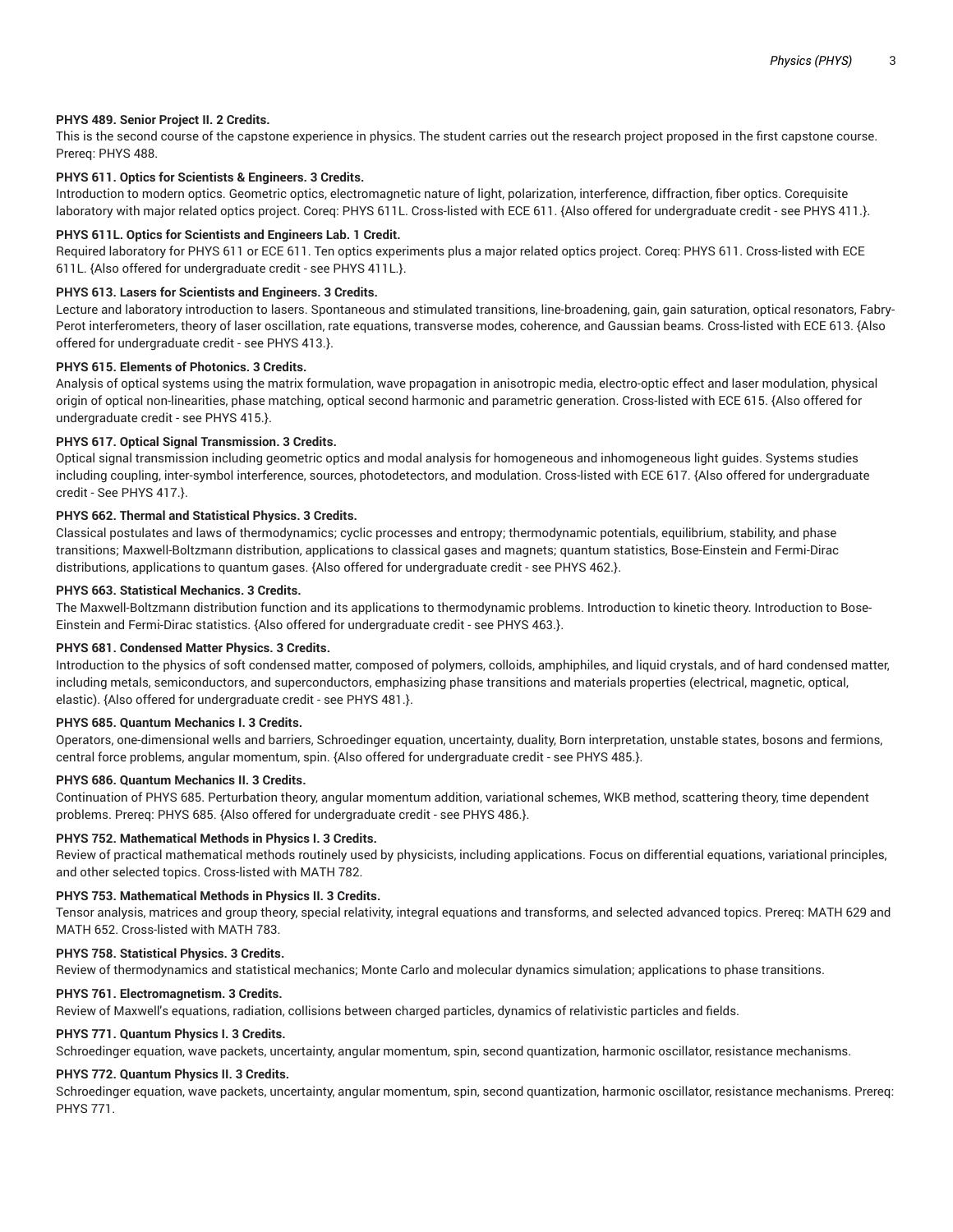**PHYS 489. Senior Project II. 2 Credits.**

This is the second course of the capstone experience in physics. The student carries out the research project proposed in the first capstone course. Prereq: PHYS 488.

**PHYS 611. Optics for Scientists & Engineers. 3 Credits.**

Introduction to modern optics. Geometric optics, electromagnetic nature of light, polarization, interference, diffraction, fiber optics. Corequisite laboratory with major related optics project. Coreq: PHYS 611L. Cross-listed with ECE 611. {Also offered for undergraduate credit - see PHYS 411.}.

**PHYS 611L. Optics for Scientists and Engineers Lab. 1 Credit.**

Required laboratory for PHYS 611 or ECE 611. Ten optics experiments plus a major related optics project. Coreq: PHYS 611. Cross-listed with ECE 611L. {Also offered for undergraduate credit - see PHYS 411L.}.

**PHYS 613. Lasers for Scientists and Engineers. 3 Credits.**

Lecture and laboratory introduction to lasers. Spontaneous and stimulated transitions, line-broadening, gain, gain saturation, optical resonators, Fabry-Perot interferometers, theory of laser oscillation, rate equations, transverse modes, coherence, and Gaussian beams. Cross-listed with ECE 613. {Also offered for undergraduate credit - see PHYS 413.}.

**PHYS 615. Elements of Photonics. 3 Credits.**

Analysis of optical systems using the matrix formulation, wave propagation in anisotropic media, electro-optic effect and laser modulation, physical origin of optical non-linearities, phase matching, optical second harmonic and parametric generation. Cross-listed with ECE 615. {Also offered for undergraduate credit - see PHYS 415.}.

**PHYS 617. Optical Signal Transmission. 3 Credits.**

Optical signal transmission including geometric optics and modal analysis for homogeneous and inhomogeneous light guides. Systems studies including coupling, inter-symbol interference, sources, photodetectors, and modulation. Cross-listed with ECE 617. {Also offered for undergraduate credit - See PHYS 417.}.

**PHYS 662. Thermal and Statistical Physics. 3 Credits.**

Classical postulates and laws of thermodynamics; cyclic processes and entropy; thermodynamic potentials, equilibrium, stability, and phase transitions; Maxwell-Boltzmann distribution, applications to classical gases and magnets; quantum statistics, Bose-Einstein and Fermi-Dirac distributions, applications to quantum gases. {Also offered for undergraduate credit - see PHYS 462.}.

**PHYS 663. Statistical Mechanics. 3 Credits.**

The Maxwell-Boltzmann distribution function and its applications to thermodynamic problems. Introduction to kinetic theory. Introduction to Bose-Einstein and Fermi-Dirac statistics. {Also offered for undergraduate credit - see PHYS 463.}.

**PHYS 681. Condensed Matter Physics. 3 Credits.**

Introduction to the physics of soft condensed matter, composed of polymers, colloids, amphiphiles, and liquid crystals, and of hard condensed matter, including metals, semiconductors, and superconductors, emphasizing phase transitions and materials properties (electrical, magnetic, optical, elastic). {Also offered for undergraduate credit - see PHYS 481.}.

**PHYS 685. Quantum Mechanics I. 3 Credits.**

Operators, one-dimensional wells and barriers, Schroedinger equation, uncertainty, duality, Born interpretation, unstable states, bosons and fermions, central force problems, angular momentum, spin. {Also offered for undergraduate credit - see PHYS 485.}.

**PHYS 686. Quantum Mechanics II. 3 Credits.**

Continuation of PHYS 685. Perturbation theory, angular momentum addition, variational schemes, WKB method, scattering theory, time dependent problems. Prereq: PHYS 685. {Also offered for undergraduate credit - see PHYS 486.}.

**PHYS 752. Mathematical Methods in Physics I. 3 Credits.**

Review of practical mathematical methods routinely used by physicists, including applications. Focus on differential equations, variational principles, and other selected topics. Cross-listed with MATH 782.

**PHYS 753. Mathematical Methods in Physics II. 3 Credits.**

Tensor analysis, matrices and group theory, special relativity, integral equations and transforms, and selected advanced topics. Prereq: MATH 629 and MATH 652. Cross-listed with MATH 783.

**PHYS 758. Statistical Physics. 3 Credits.**

Review of thermodynamics and statistical mechanics; Monte Carlo and molecular dynamics simulation; applications to phase transitions.

**PHYS 761. Electromagnetism. 3 Credits.**

Review of Maxwell's equations, radiation, collisions between charged particles, dynamics of relativistic particles and fields.

**PHYS 771. Quantum Physics I. 3 Credits.**

Schroedinger equation, wave packets, uncertainty, angular momentum, spin, second quantization, harmonic oscillator, resistance mechanisms.

**PHYS 772. Quantum Physics II. 3 Credits.**

Schroedinger equation, wave packets, uncertainty, angular momentum, spin, second quantization, harmonic oscillator, resistance mechanisms. Prereq: PHYS 771.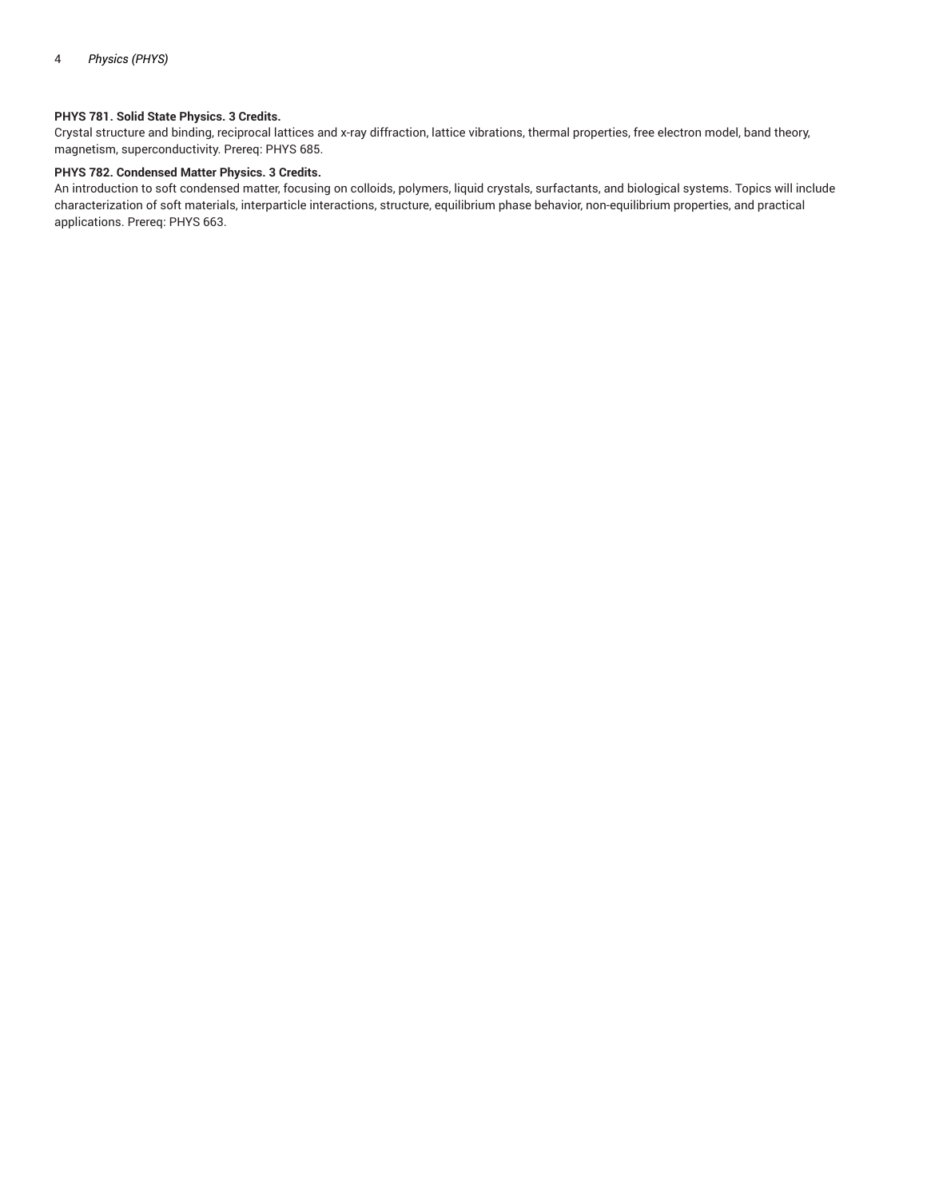**PHYS 781. Solid State Physics. 3 Credits.**
Crystal structure and binding, reciprocal lattices and x-ray diffraction, lattice vibrations, thermal properties, free electron model, band theory, magnetism, superconductivity. Prereq: PHYS 685.

**PHYS 782. Condensed Matter Physics. 3 Credits.**
An introduction to soft condensed matter, focusing on colloids, polymers, liquid crystals, surfactants, and biological systems. Topics will include characterization of soft materials, interparticle interactions, structure, equilibrium phase behavior, non-equilibrium properties, and practical applications. Prereq: PHYS 663.